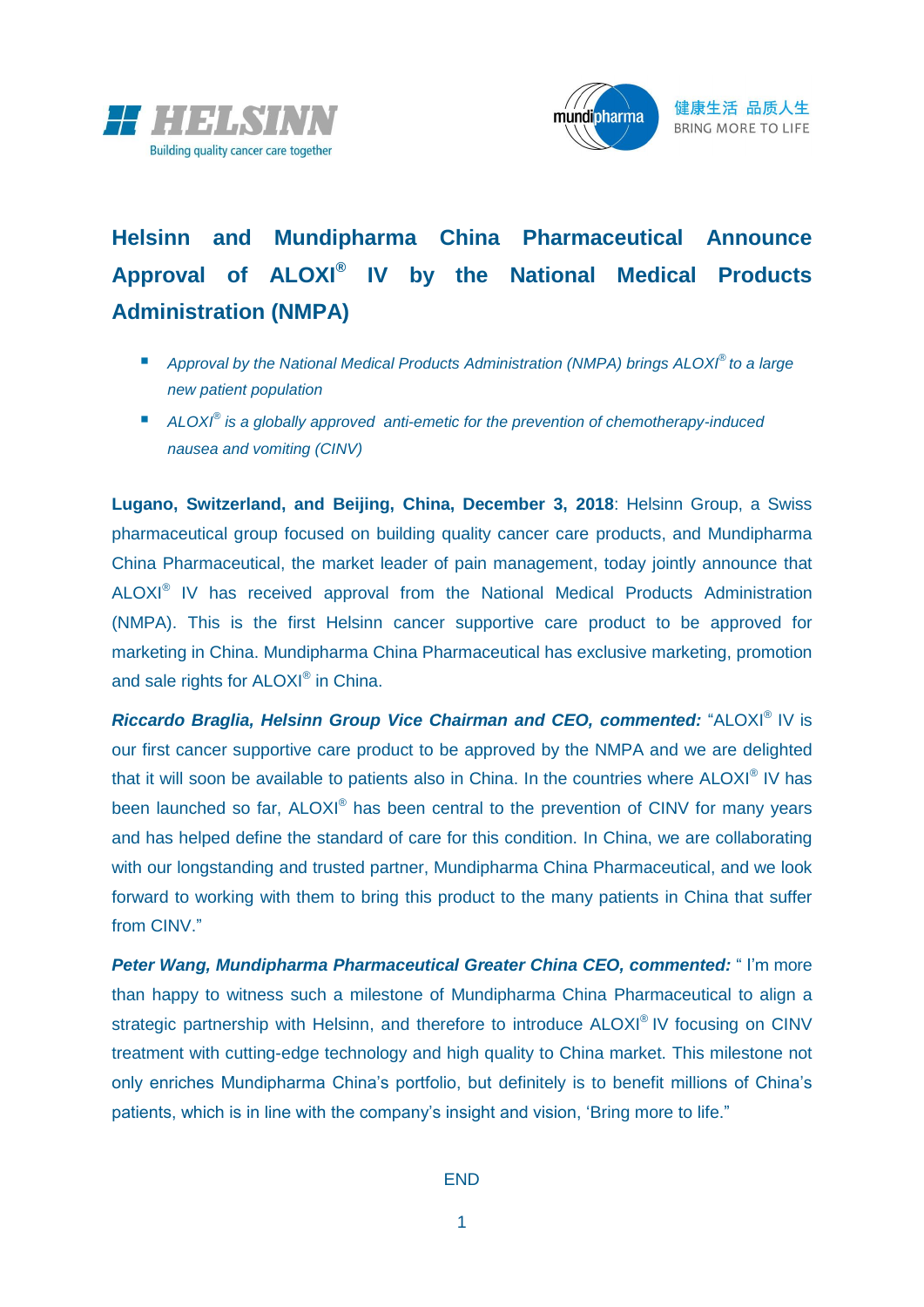HELSINN
Building quality cancer care together

mundipharma
健康生活 品质人生
BRING MORE TO LIFE

# Helsinn and Mundipharma China Pharmaceutical Announce Approval of ALOXI® IV by the National Medical Products Administration (NMPA)

- *Approval by the National Medical Products Administration (NMPA) brings ALOXI® to a large new patient population*
- *ALOXI® is a globally approved anti-emetic for the prevention of chemotherapy-induced nausea and vomiting (CINV)*

**Lugano, Switzerland, and Beijing, China, December 3, 2018**: Helsinn Group, a Swiss pharmaceutical group focused on building quality cancer care products, and Mundipharma China Pharmaceutical, the market leader of pain management, today jointly announce that ALOXI® IV has received approval from the National Medical Products Administration (NMPA). This is the first Helsinn cancer supportive care product to be approved for marketing in China. Mundipharma China Pharmaceutical has exclusive marketing, promotion and sale rights for ALOXI® in China.

***Riccardo Braglia, Helsinn Group Vice Chairman and CEO, commented:*** "ALOXI® IV is our first cancer supportive care product to be approved by the NMPA and we are delighted that it will soon be available to patients also in China. In the countries where ALOXI® IV has been launched so far, ALOXI® has been central to the prevention of CINV for many years and has helped define the standard of care for this condition. In China, we are collaborating with our longstanding and trusted partner, Mundipharma China Pharmaceutical, and we look forward to working with them to bring this product to the many patients in China that suffer from CINV."

***Peter Wang, Mundipharma Pharmaceutical Greater China CEO, commented:*** " I'm more than happy to witness such a milestone of Mundipharma China Pharmaceutical to align a strategic partnership with Helsinn, and therefore to introduce ALOXI® IV focusing on CINV treatment with cutting-edge technology and high quality to China market. This milestone not only enriches Mundipharma China's portfolio, but definitely is to benefit millions of China's patients, which is in line with the company's insight and vision, 'Bring more to life."

END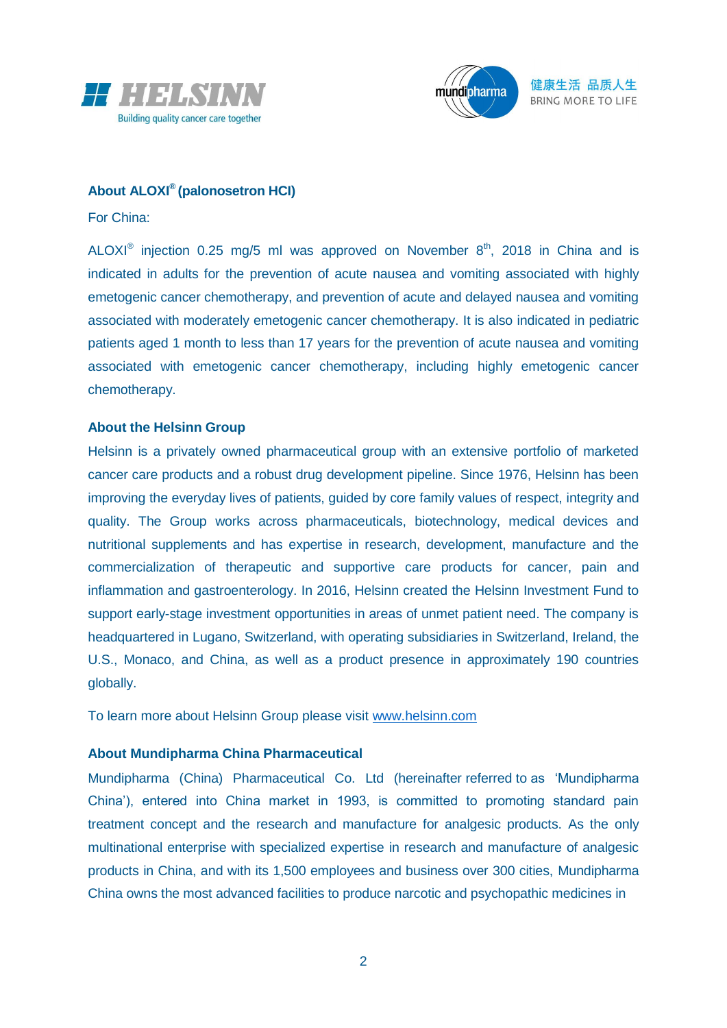### About ALOXI® (palonosetron HCl)

For China:

ALOXI® injection 0.25 mg/5 ml was approved on November 8th, 2018 in China and is indicated in adults for the prevention of acute nausea and vomiting associated with highly emetogenic cancer chemotherapy, and prevention of acute and delayed nausea and vomiting associated with moderately emetogenic cancer chemotherapy. It is also indicated in pediatric patients aged 1 month to less than 17 years for the prevention of acute nausea and vomiting associated with emetogenic cancer chemotherapy, including highly emetogenic cancer chemotherapy.

### About the Helsinn Group

Helsinn is a privately owned pharmaceutical group with an extensive portfolio of marketed cancer care products and a robust drug development pipeline. Since 1976, Helsinn has been improving the everyday lives of patients, guided by core family values of respect, integrity and quality. The Group works across pharmaceuticals, biotechnology, medical devices and nutritional supplements and has expertise in research, development, manufacture and the commercialization of therapeutic and supportive care products for cancer, pain and inflammation and gastroenterology. In 2016, Helsinn created the Helsinn Investment Fund to support early-stage investment opportunities in areas of unmet patient need. The company is headquartered in Lugano, Switzerland, with operating subsidiaries in Switzerland, Ireland, the U.S., Monaco, and China, as well as a product presence in approximately 190 countries globally.

To learn more about Helsinn Group please visit www.helsinn.com

### About Mundipharma China Pharmaceutical

Mundipharma (China) Pharmaceutical Co. Ltd (hereinafter referred to as 'Mundipharma China'), entered into China market in 1993, is committed to promoting standard pain treatment concept and the research and manufacture for analgesic products. As the only multinational enterprise with specialized expertise in research and manufacture of analgesic products in China, and with its 1,500 employees and business over 300 cities, Mundipharma China owns the most advanced facilities to produce narcotic and psychopathic medicines in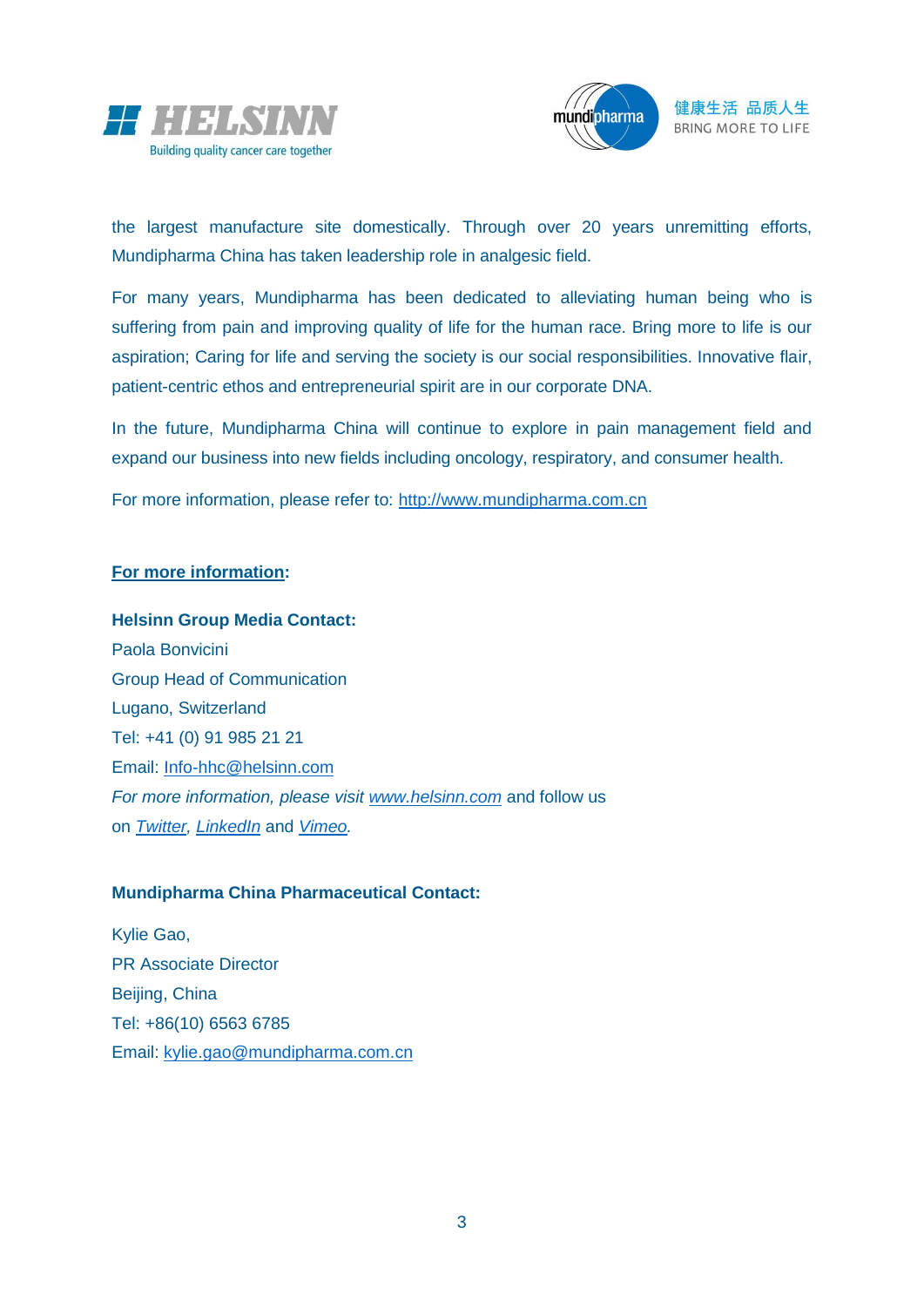the largest manufacture site domestically. Through over 20 years unremitting efforts, Mundipharma China has taken leadership role in analgesic field.

For many years, Mundipharma has been dedicated to alleviating human being who is suffering from pain and improving quality of life for the human race. Bring more to life is our aspiration; Caring for life and serving the society is our social responsibilities. Innovative flair, patient-centric ethos and entrepreneurial spirit are in our corporate DNA.

In the future, Mundipharma China will continue to explore in pain management field and expand our business into new fields including oncology, respiratory, and consumer health.

For more information, please refer to: http://www.mundipharma.com.cn

**For more information:**

**Helsinn Group Media Contact:**
Paola Bonvicini
Group Head of Communication
Lugano, Switzerland
Tel: +41 (0) 91 985 21 21
Email: Info-hhc@helsinn.com
*For more information, please visit www.helsinn.com* and follow us on *Twitter*, *LinkedIn* and *Vimeo*.

**Mundipharma China Pharmaceutical Contact:**

Kylie Gao,
PR Associate Director
Beijing, China
Tel: +86(10) 6563 6785
Email: kylie.gao@mundipharma.com.cn